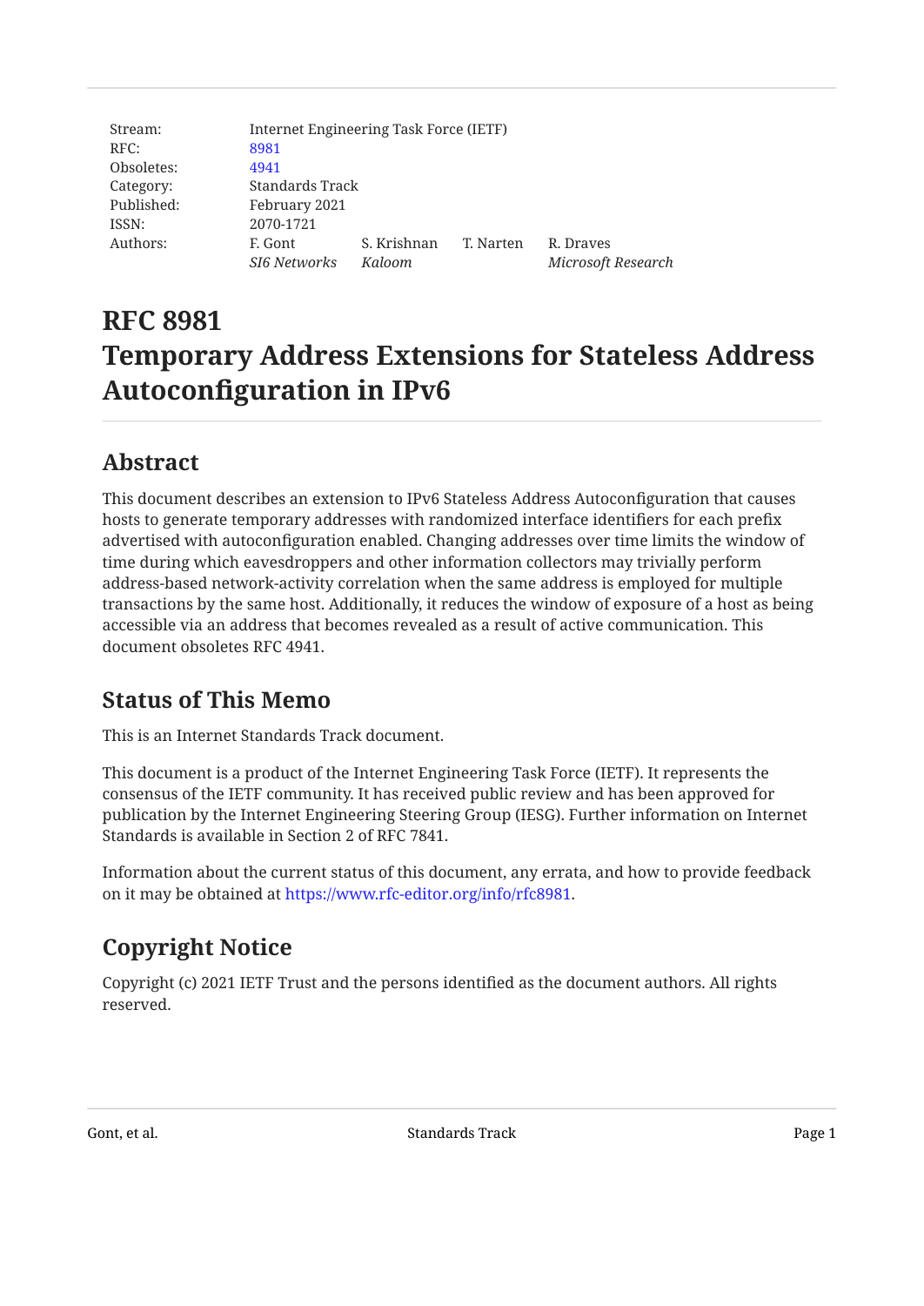| | | | | |
|---|---|---|---|---|
| Stream: | Internet Engineering Task Force (IETF) | | | |
| RFC: | 8981 | | | |
| Obsoletes: | 4941 | | | |
| Category: | Standards Track | | | |
| Published: | February 2021 | | | |
| ISSN: | 2070-1721 | | | |
| Authors: | F. Gont | S. Krishnan | T. Narten | R. Draves |
| | *SI6 Networks* | *Kaloom* | | *Microsoft Research* |

# RFC 8981
# Temporary Address Extensions for Stateless Address Autoconfiguration in IPv6

## Abstract

This document describes an extension to IPv6 Stateless Address Autoconfiguration that causes hosts to generate temporary addresses with randomized interface identifiers for each prefix advertised with autoconfiguration enabled. Changing addresses over time limits the window of time during which eavesdroppers and other information collectors may trivially perform address-based network-activity correlation when the same address is employed for multiple transactions by the same host. Additionally, it reduces the window of exposure of a host as being accessible via an address that becomes revealed as a result of active communication. This document obsoletes RFC 4941.

## Status of This Memo

This is an Internet Standards Track document.

This document is a product of the Internet Engineering Task Force (IETF). It represents the consensus of the IETF community. It has received public review and has been approved for publication by the Internet Engineering Steering Group (IESG). Further information on Internet Standards is available in Section 2 of RFC 7841.

Information about the current status of this document, any errata, and how to provide feedback on it may be obtained at https://www.rfc-editor.org/info/rfc8981.

## Copyright Notice

Copyright (c) 2021 IETF Trust and the persons identified as the document authors. All rights reserved.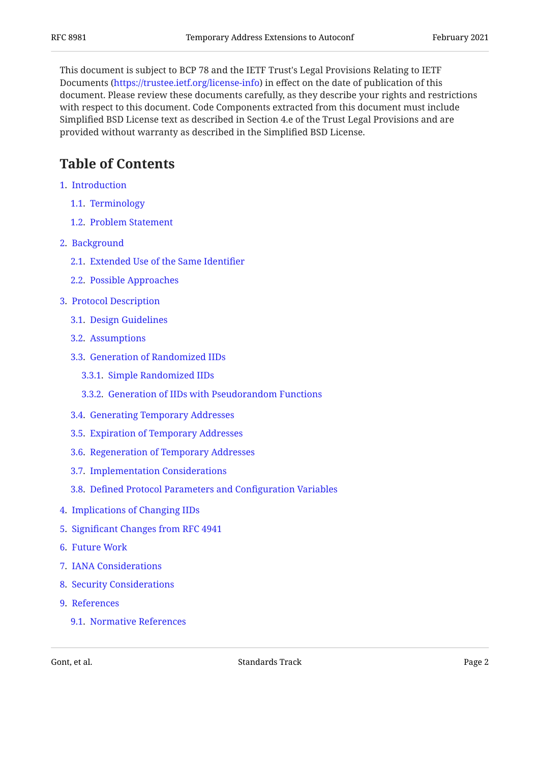This document is subject to BCP 78 and the IETF Trust's Legal Provisions Relating to IETF Documents (https://trustee.ietf.org/license-info) in effect on the date of publication of this document. Please review these documents carefully, as they describe your rights and restrictions with respect to this document. Code Components extracted from this document must include Simplified BSD License text as described in Section 4.e of the Trust Legal Provisions and are provided without warranty as described in the Simplified BSD License.

## Table of Contents

1. Introduction
   - 1.1. Terminology
   - 1.2. Problem Statement
2. Background
   - 2.1. Extended Use of the Same Identifier
   - 2.2. Possible Approaches
3. Protocol Description
   - 3.1. Design Guidelines
   - 3.2. Assumptions
   - 3.3. Generation of Randomized IIDs
     - 3.3.1. Simple Randomized IIDs
     - 3.3.2. Generation of IIDs with Pseudorandom Functions
   - 3.4. Generating Temporary Addresses
   - 3.5. Expiration of Temporary Addresses
   - 3.6. Regeneration of Temporary Addresses
   - 3.7. Implementation Considerations
   - 3.8. Defined Protocol Parameters and Configuration Variables
4. Implications of Changing IIDs
5. Significant Changes from RFC 4941
6. Future Work
7. IANA Considerations
8. Security Considerations
9. References
   - 9.1. Normative References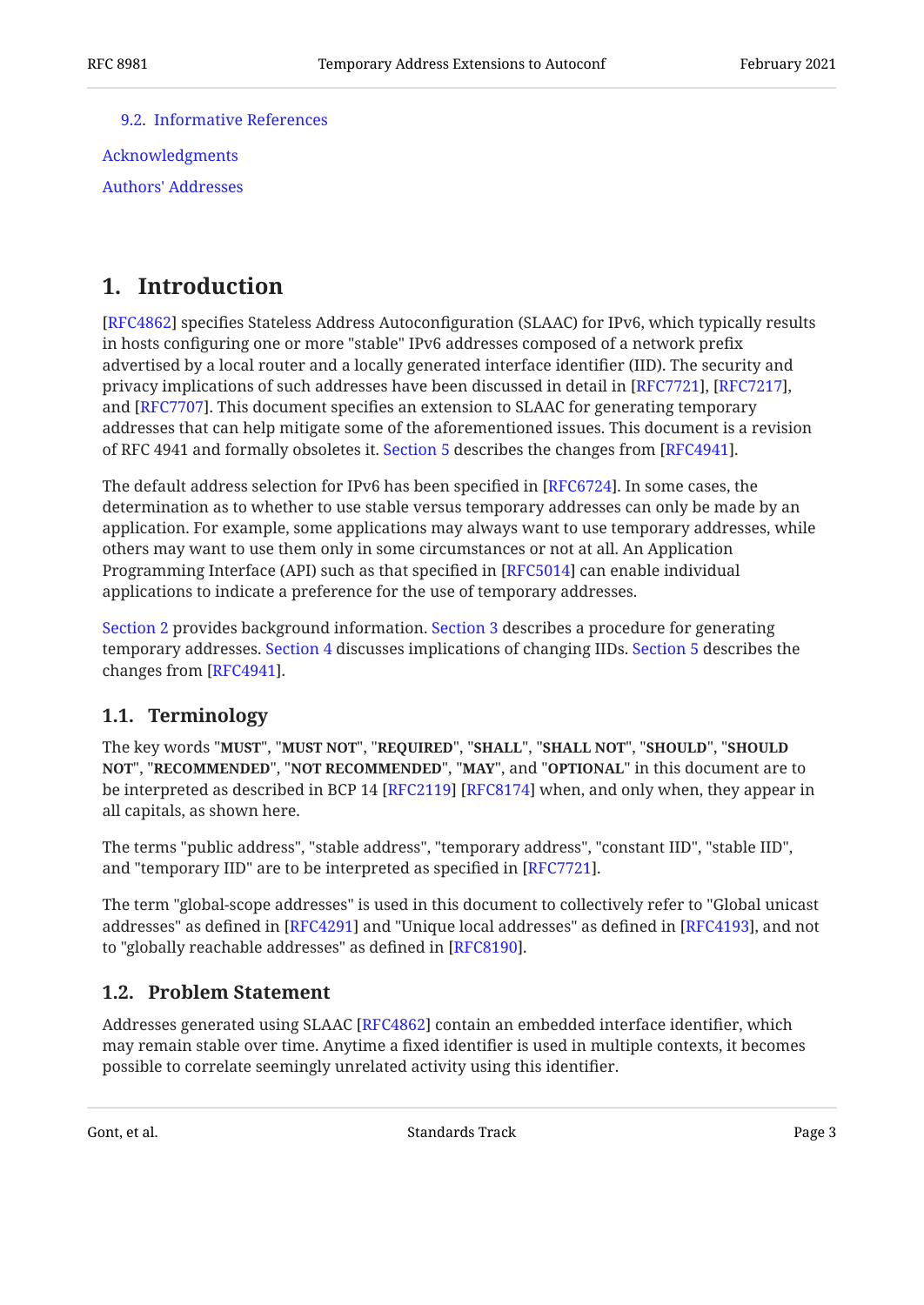9.2. Informative References

Acknowledgments

Authors' Addresses

# 1. Introduction

[RFC4862] specifies Stateless Address Autoconfiguration (SLAAC) for IPv6, which typically results in hosts configuring one or more "stable" IPv6 addresses composed of a network prefix advertised by a local router and a locally generated interface identifier (IID). The security and privacy implications of such addresses have been discussed in detail in [RFC7721], [RFC7217], and [RFC7707]. This document specifies an extension to SLAAC for generating temporary addresses that can help mitigate some of the aforementioned issues. This document is a revision of RFC 4941 and formally obsoletes it. Section 5 describes the changes from [RFC4941].

The default address selection for IPv6 has been specified in [RFC6724]. In some cases, the determination as to whether to use stable versus temporary addresses can only be made by an application. For example, some applications may always want to use temporary addresses, while others may want to use them only in some circumstances or not at all. An Application Programming Interface (API) such as that specified in [RFC5014] can enable individual applications to indicate a preference for the use of temporary addresses.

Section 2 provides background information. Section 3 describes a procedure for generating temporary addresses. Section 4 discusses implications of changing IIDs. Section 5 describes the changes from [RFC4941].

## 1.1. Terminology

The key words "**MUST**", "**MUST NOT**", "**REQUIRED**", "**SHALL**", "**SHALL NOT**", "**SHOULD**", "**SHOULD NOT**", "**RECOMMENDED**", "**NOT RECOMMENDED**", "**MAY**", and "**OPTIONAL**" in this document are to be interpreted as described in BCP 14 [RFC2119] [RFC8174] when, and only when, they appear in all capitals, as shown here.

The terms "public address", "stable address", "temporary address", "constant IID", "stable IID", and "temporary IID" are to be interpreted as specified in [RFC7721].

The term "global-scope addresses" is used in this document to collectively refer to "Global unicast addresses" as defined in [RFC4291] and "Unique local addresses" as defined in [RFC4193], and not to "globally reachable addresses" as defined in [RFC8190].

## 1.2. Problem Statement

Addresses generated using SLAAC [RFC4862] contain an embedded interface identifier, which may remain stable over time. Anytime a fixed identifier is used in multiple contexts, it becomes possible to correlate seemingly unrelated activity using this identifier.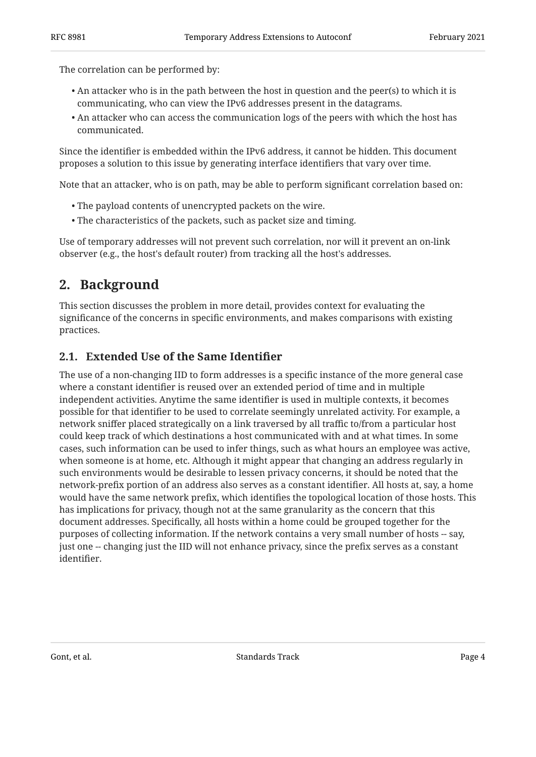The correlation can be performed by:

- An attacker who is in the path between the host in question and the peer(s) to which it is communicating, who can view the IPv6 addresses present in the datagrams.
- An attacker who can access the communication logs of the peers with which the host has communicated.

Since the identifier is embedded within the IPv6 address, it cannot be hidden. This document proposes a solution to this issue by generating interface identifiers that vary over time.

Note that an attacker, who is on path, may be able to perform significant correlation based on:

- The payload contents of unencrypted packets on the wire.
- The characteristics of the packets, such as packet size and timing.

Use of temporary addresses will not prevent such correlation, nor will it prevent an on-link observer (e.g., the host's default router) from tracking all the host's addresses.

## 2. Background

This section discusses the problem in more detail, provides context for evaluating the significance of the concerns in specific environments, and makes comparisons with existing practices.

### 2.1. Extended Use of the Same Identifier

The use of a non-changing IID to form addresses is a specific instance of the more general case where a constant identifier is reused over an extended period of time and in multiple independent activities. Anytime the same identifier is used in multiple contexts, it becomes possible for that identifier to be used to correlate seemingly unrelated activity. For example, a network sniffer placed strategically on a link traversed by all traffic to/from a particular host could keep track of which destinations a host communicated with and at what times. In some cases, such information can be used to infer things, such as what hours an employee was active, when someone is at home, etc. Although it might appear that changing an address regularly in such environments would be desirable to lessen privacy concerns, it should be noted that the network-prefix portion of an address also serves as a constant identifier. All hosts at, say, a home would have the same network prefix, which identifies the topological location of those hosts. This has implications for privacy, though not at the same granularity as the concern that this document addresses. Specifically, all hosts within a home could be grouped together for the purposes of collecting information. If the network contains a very small number of hosts -- say, just one -- changing just the IID will not enhance privacy, since the prefix serves as a constant identifier.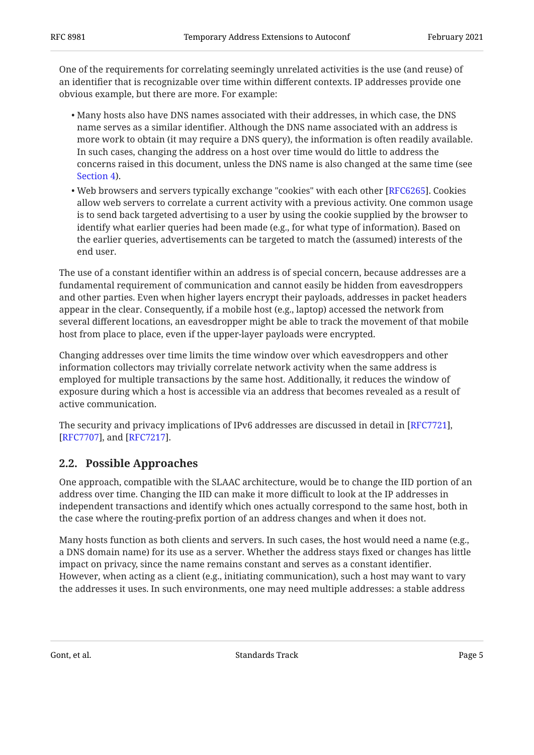One of the requirements for correlating seemingly unrelated activities is the use (and reuse) of an identifier that is recognizable over time within different contexts. IP addresses provide one obvious example, but there are more. For example:

- Many hosts also have DNS names associated with their addresses, in which case, the DNS name serves as a similar identifier. Although the DNS name associated with an address is more work to obtain (it may require a DNS query), the information is often readily available. In such cases, changing the address on a host over time would do little to address the concerns raised in this document, unless the DNS name is also changed at the same time (see Section 4).
- Web browsers and servers typically exchange "cookies" with each other [RFC6265]. Cookies allow web servers to correlate a current activity with a previous activity. One common usage is to send back targeted advertising to a user by using the cookie supplied by the browser to identify what earlier queries had been made (e.g., for what type of information). Based on the earlier queries, advertisements can be targeted to match the (assumed) interests of the end user.

The use of a constant identifier within an address is of special concern, because addresses are a fundamental requirement of communication and cannot easily be hidden from eavesdroppers and other parties. Even when higher layers encrypt their payloads, addresses in packet headers appear in the clear. Consequently, if a mobile host (e.g., laptop) accessed the network from several different locations, an eavesdropper might be able to track the movement of that mobile host from place to place, even if the upper-layer payloads were encrypted.

Changing addresses over time limits the time window over which eavesdroppers and other information collectors may trivially correlate network activity when the same address is employed for multiple transactions by the same host. Additionally, it reduces the window of exposure during which a host is accessible via an address that becomes revealed as a result of active communication.

The security and privacy implications of IPv6 addresses are discussed in detail in [RFC7721], [RFC7707], and [RFC7217].

### 2.2. Possible Approaches

One approach, compatible with the SLAAC architecture, would be to change the IID portion of an address over time. Changing the IID can make it more difficult to look at the IP addresses in independent transactions and identify which ones actually correspond to the same host, both in the case where the routing-prefix portion of an address changes and when it does not.

Many hosts function as both clients and servers. In such cases, the host would need a name (e.g., a DNS domain name) for its use as a server. Whether the address stays fixed or changes has little impact on privacy, since the name remains constant and serves as a constant identifier. However, when acting as a client (e.g., initiating communication), such a host may want to vary the addresses it uses. In such environments, one may need multiple addresses: a stable address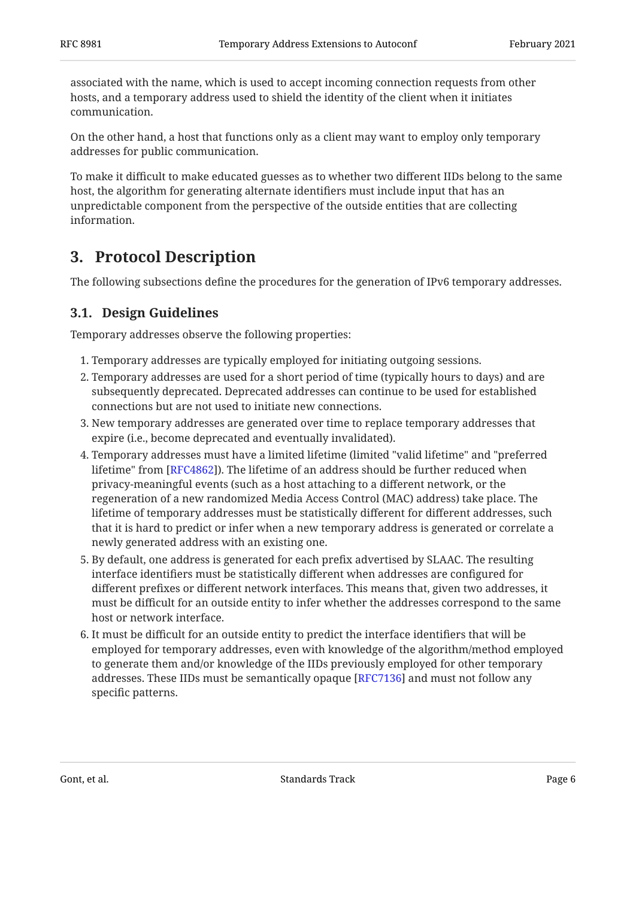associated with the name, which is used to accept incoming connection requests from other hosts, and a temporary address used to shield the identity of the client when it initiates communication.

On the other hand, a host that functions only as a client may want to employ only temporary addresses for public communication.

To make it difficult to make educated guesses as to whether two different IIDs belong to the same host, the algorithm for generating alternate identifiers must include input that has an unpredictable component from the perspective of the outside entities that are collecting information.

## 3. Protocol Description

The following subsections define the procedures for the generation of IPv6 temporary addresses.

### 3.1. Design Guidelines

Temporary addresses observe the following properties:

1. Temporary addresses are typically employed for initiating outgoing sessions.
2. Temporary addresses are used for a short period of time (typically hours to days) and are subsequently deprecated. Deprecated addresses can continue to be used for established connections but are not used to initiate new connections.
3. New temporary addresses are generated over time to replace temporary addresses that expire (i.e., become deprecated and eventually invalidated).
4. Temporary addresses must have a limited lifetime (limited "valid lifetime" and "preferred lifetime" from [RFC4862]). The lifetime of an address should be further reduced when privacy-meaningful events (such as a host attaching to a different network, or the regeneration of a new randomized Media Access Control (MAC) address) take place. The lifetime of temporary addresses must be statistically different for different addresses, such that it is hard to predict or infer when a new temporary address is generated or correlate a newly generated address with an existing one.
5. By default, one address is generated for each prefix advertised by SLAAC. The resulting interface identifiers must be statistically different when addresses are configured for different prefixes or different network interfaces. This means that, given two addresses, it must be difficult for an outside entity to infer whether the addresses correspond to the same host or network interface.
6. It must be difficult for an outside entity to predict the interface identifiers that will be employed for temporary addresses, even with knowledge of the algorithm/method employed to generate them and/or knowledge of the IIDs previously employed for other temporary addresses. These IIDs must be semantically opaque [RFC7136] and must not follow any specific patterns.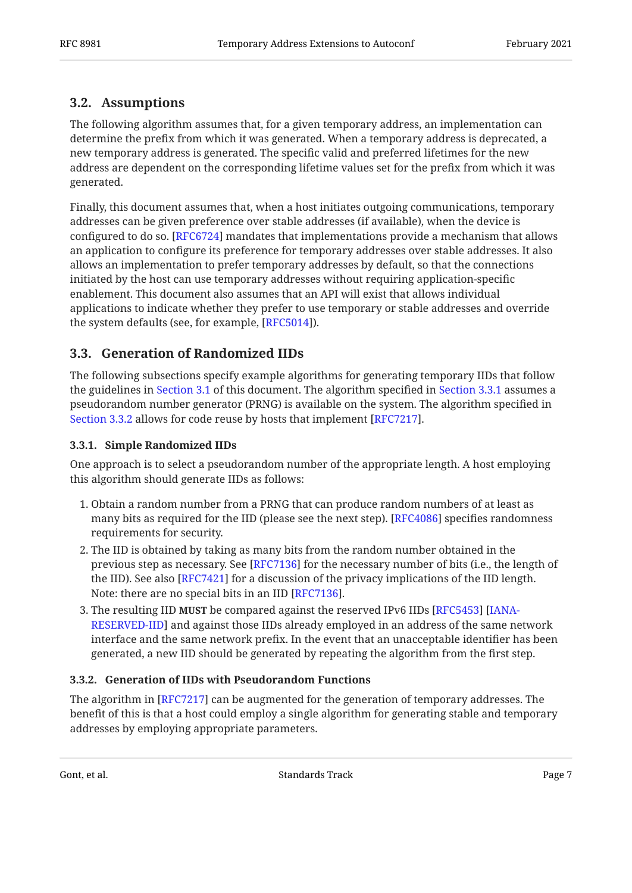### 3.2. Assumptions

The following algorithm assumes that, for a given temporary address, an implementation can determine the prefix from which it was generated. When a temporary address is deprecated, a new temporary address is generated. The specific valid and preferred lifetimes for the new address are dependent on the corresponding lifetime values set for the prefix from which it was generated.

Finally, this document assumes that, when a host initiates outgoing communications, temporary addresses can be given preference over stable addresses (if available), when the device is configured to do so. [RFC6724] mandates that implementations provide a mechanism that allows an application to configure its preference for temporary addresses over stable addresses. It also allows an implementation to prefer temporary addresses by default, so that the connections initiated by the host can use temporary addresses without requiring application-specific enablement. This document also assumes that an API will exist that allows individual applications to indicate whether they prefer to use temporary or stable addresses and override the system defaults (see, for example, [RFC5014]).

### 3.3. Generation of Randomized IIDs

The following subsections specify example algorithms for generating temporary IIDs that follow the guidelines in Section 3.1 of this document. The algorithm specified in Section 3.3.1 assumes a pseudorandom number generator (PRNG) is available on the system. The algorithm specified in Section 3.3.2 allows for code reuse by hosts that implement [RFC7217].

#### 3.3.1. Simple Randomized IIDs

One approach is to select a pseudorandom number of the appropriate length. A host employing this algorithm should generate IIDs as follows:

1. Obtain a random number from a PRNG that can produce random numbers of at least as many bits as required for the IID (please see the next step). [RFC4086] specifies randomness requirements for security.
2. The IID is obtained by taking as many bits from the random number obtained in the previous step as necessary. See [RFC7136] for the necessary number of bits (i.e., the length of the IID). See also [RFC7421] for a discussion of the privacy implications of the IID length. Note: there are no special bits in an IID [RFC7136].
3. The resulting IID **MUST** be compared against the reserved IPv6 IIDs [RFC5453] [IANA-RESERVED-IID] and against those IIDs already employed in an address of the same network interface and the same network prefix. In the event that an unacceptable identifier has been generated, a new IID should be generated by repeating the algorithm from the first step.

#### 3.3.2. Generation of IIDs with Pseudorandom Functions

The algorithm in [RFC7217] can be augmented for the generation of temporary addresses. The benefit of this is that a host could employ a single algorithm for generating stable and temporary addresses by employing appropriate parameters.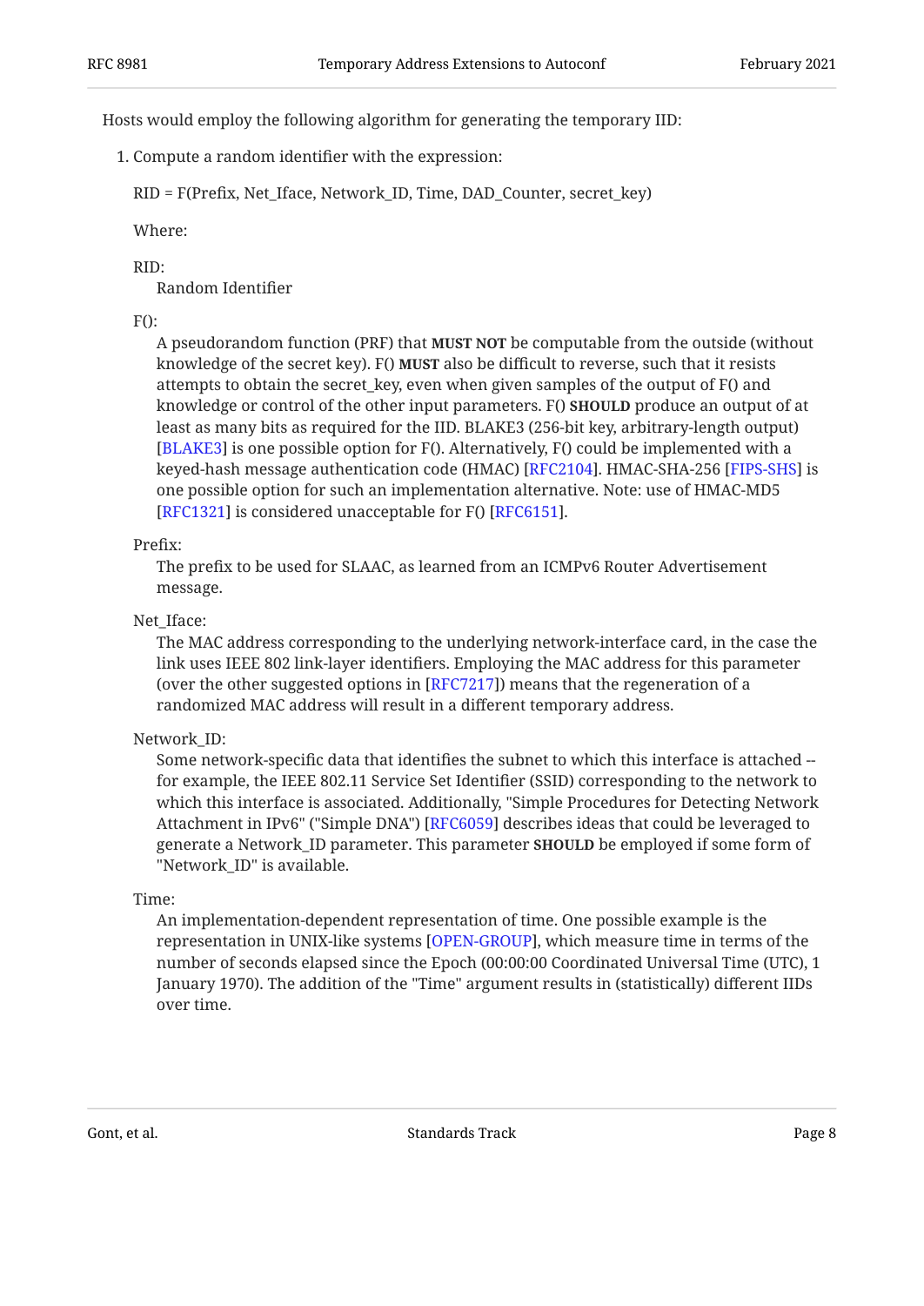Hosts would employ the following algorithm for generating the temporary IID:

1. Compute a random identifier with the expression:

   RID = F(Prefix, Net_Iface, Network_ID, Time, DAD_Counter, secret_key)

   Where:

   RID:
   : Random Identifier

   F():
   : A pseudorandom function (PRF) that **MUST NOT** be computable from the outside (without knowledge of the secret key). F() **MUST** also be difficult to reverse, such that it resists attempts to obtain the secret_key, even when given samples of the output of F() and knowledge or control of the other input parameters. F() **SHOULD** produce an output of at least as many bits as required for the IID. BLAKE3 (256-bit key, arbitrary-length output) [BLAKE3] is one possible option for F(). Alternatively, F() could be implemented with a keyed-hash message authentication code (HMAC) [RFC2104]. HMAC-SHA-256 [FIPS-SHS] is one possible option for such an implementation alternative. Note: use of HMAC-MD5 [RFC1321] is considered unacceptable for F() [RFC6151].

   Prefix:
   : The prefix to be used for SLAAC, as learned from an ICMPv6 Router Advertisement message.

   Net_Iface:
   : The MAC address corresponding to the underlying network-interface card, in the case the link uses IEEE 802 link-layer identifiers. Employing the MAC address for this parameter (over the other suggested options in [RFC7217]) means that the regeneration of a randomized MAC address will result in a different temporary address.

   Network_ID:
   : Some network-specific data that identifies the subnet to which this interface is attached -- for example, the IEEE 802.11 Service Set Identifier (SSID) corresponding to the network to which this interface is associated. Additionally, "Simple Procedures for Detecting Network Attachment in IPv6" ("Simple DNA") [RFC6059] describes ideas that could be leveraged to generate a Network_ID parameter. This parameter **SHOULD** be employed if some form of "Network_ID" is available.

   Time:
   : An implementation-dependent representation of time. One possible example is the representation in UNIX-like systems [OPEN-GROUP], which measure time in terms of the number of seconds elapsed since the Epoch (00:00:00 Coordinated Universal Time (UTC), 1 January 1970). The addition of the "Time" argument results in (statistically) different IIDs over time.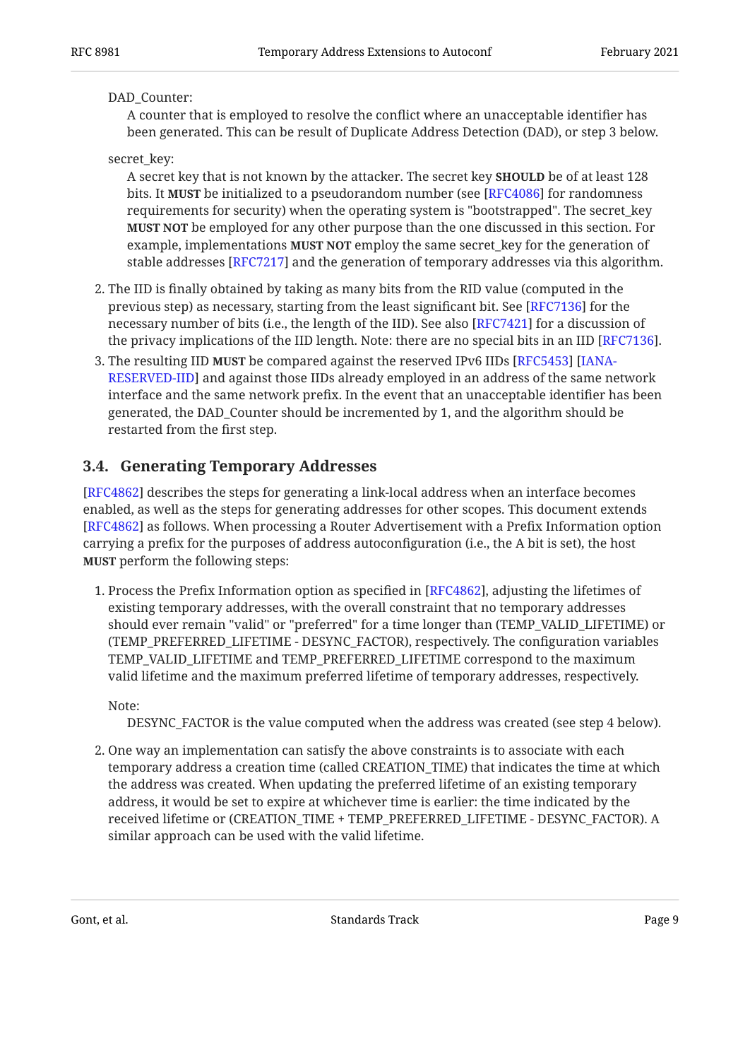DAD_Counter:
: A counter that is employed to resolve the conflict where an unacceptable identifier has been generated. This can be result of Duplicate Address Detection (DAD), or step 3 below.

secret_key:
: A secret key that is not known by the attacker. The secret key **SHOULD** be of at least 128 bits. It **MUST** be initialized to a pseudorandom number (see [RFC4086] for randomness requirements for security) when the operating system is "bootstrapped". The secret_key **MUST NOT** be employed for any other purpose than the one discussed in this section. For example, implementations **MUST NOT** employ the same secret_key for the generation of stable addresses [RFC7217] and the generation of temporary addresses via this algorithm.

2. The IID is finally obtained by taking as many bits from the RID value (computed in the previous step) as necessary, starting from the least significant bit. See [RFC7136] for the necessary number of bits (i.e., the length of the IID). See also [RFC7421] for a discussion of the privacy implications of the IID length. Note: there are no special bits in an IID [RFC7136].
3. The resulting IID **MUST** be compared against the reserved IPv6 IIDs [RFC5453] [IANA-RESERVED-IID] and against those IIDs already employed in an address of the same network interface and the same network prefix. In the event that an unacceptable identifier has been generated, the DAD_Counter should be incremented by 1, and the algorithm should be restarted from the first step.

### 3.4. Generating Temporary Addresses

[RFC4862] describes the steps for generating a link-local address when an interface becomes enabled, as well as the steps for generating addresses for other scopes. This document extends [RFC4862] as follows. When processing a Router Advertisement with a Prefix Information option carrying a prefix for the purposes of address autoconfiguration (i.e., the A bit is set), the host **MUST** perform the following steps:

1. Process the Prefix Information option as specified in [RFC4862], adjusting the lifetimes of existing temporary addresses, with the overall constraint that no temporary addresses should ever remain "valid" or "preferred" for a time longer than (TEMP_VALID_LIFETIME) or (TEMP_PREFERRED_LIFETIME - DESYNC_FACTOR), respectively. The configuration variables TEMP_VALID_LIFETIME and TEMP_PREFERRED_LIFETIME correspond to the maximum valid lifetime and the maximum preferred lifetime of temporary addresses, respectively.

   Note:
   : DESYNC_FACTOR is the value computed when the address was created (see step 4 below).

2. One way an implementation can satisfy the above constraints is to associate with each temporary address a creation time (called CREATION_TIME) that indicates the time at which the address was created. When updating the preferred lifetime of an existing temporary address, it would be set to expire at whichever time is earlier: the time indicated by the received lifetime or (CREATION_TIME + TEMP_PREFERRED_LIFETIME - DESYNC_FACTOR). A similar approach can be used with the valid lifetime.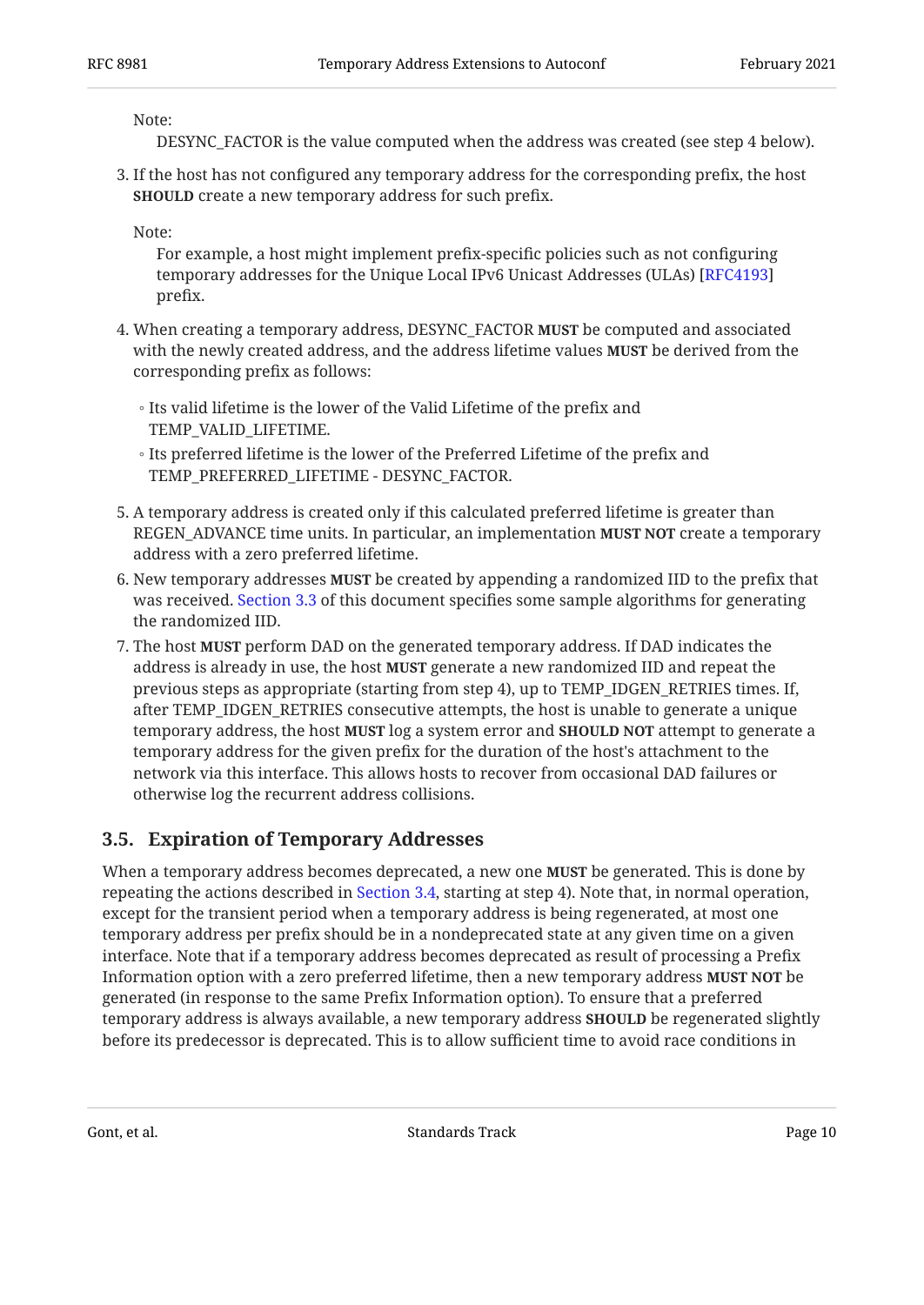Note:
: DESYNC_FACTOR is the value computed when the address was created (see step 4 below).

3. If the host has not configured any temporary address for the corresponding prefix, the host **SHOULD** create a new temporary address for such prefix.

   Note:
   : For example, a host might implement prefix-specific policies such as not configuring temporary addresses for the Unique Local IPv6 Unicast Addresses (ULAs) [RFC4193] prefix.

4. When creating a temporary address, DESYNC_FACTOR **MUST** be computed and associated with the newly created address, and the address lifetime values **MUST** be derived from the corresponding prefix as follows:
   - Its valid lifetime is the lower of the Valid Lifetime of the prefix and TEMP_VALID_LIFETIME.
   - Its preferred lifetime is the lower of the Preferred Lifetime of the prefix and TEMP_PREFERRED_LIFETIME - DESYNC_FACTOR.
5. A temporary address is created only if this calculated preferred lifetime is greater than REGEN_ADVANCE time units. In particular, an implementation **MUST NOT** create a temporary address with a zero preferred lifetime.
6. New temporary addresses **MUST** be created by appending a randomized IID to the prefix that was received. Section 3.3 of this document specifies some sample algorithms for generating the randomized IID.
7. The host **MUST** perform DAD on the generated temporary address. If DAD indicates the address is already in use, the host **MUST** generate a new randomized IID and repeat the previous steps as appropriate (starting from step 4), up to TEMP_IDGEN_RETRIES times. If, after TEMP_IDGEN_RETRIES consecutive attempts, the host is unable to generate a unique temporary address, the host **MUST** log a system error and **SHOULD NOT** attempt to generate a temporary address for the given prefix for the duration of the host's attachment to the network via this interface. This allows hosts to recover from occasional DAD failures or otherwise log the recurrent address collisions.

## 3.5. Expiration of Temporary Addresses

When a temporary address becomes deprecated, a new one **MUST** be generated. This is done by repeating the actions described in Section 3.4, starting at step 4). Note that, in normal operation, except for the transient period when a temporary address is being regenerated, at most one temporary address per prefix should be in a nondeprecated state at any given time on a given interface. Note that if a temporary address becomes deprecated as result of processing a Prefix Information option with a zero preferred lifetime, then a new temporary address **MUST NOT** be generated (in response to the same Prefix Information option). To ensure that a preferred temporary address is always available, a new temporary address **SHOULD** be regenerated slightly before its predecessor is deprecated. This is to allow sufficient time to avoid race conditions in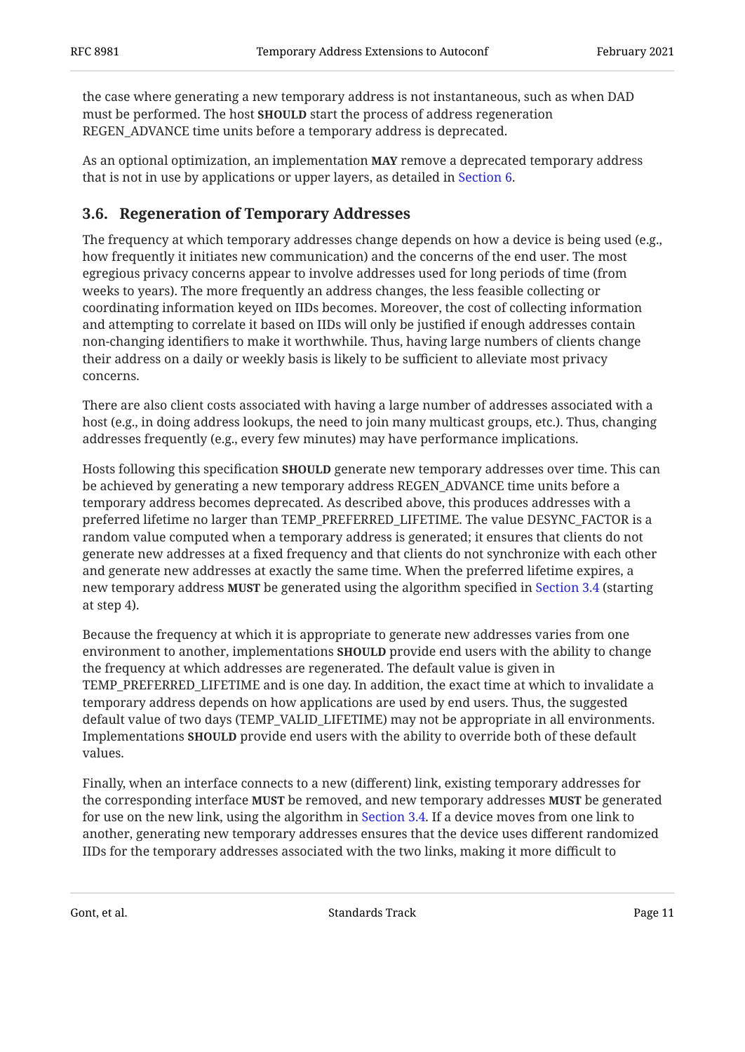the case where generating a new temporary address is not instantaneous, such as when DAD must be performed. The host **SHOULD** start the process of address regeneration REGEN_ADVANCE time units before a temporary address is deprecated.

As an optional optimization, an implementation **MAY** remove a deprecated temporary address that is not in use by applications or upper layers, as detailed in Section 6.

### 3.6. Regeneration of Temporary Addresses

The frequency at which temporary addresses change depends on how a device is being used (e.g., how frequently it initiates new communication) and the concerns of the end user. The most egregious privacy concerns appear to involve addresses used for long periods of time (from weeks to years). The more frequently an address changes, the less feasible collecting or coordinating information keyed on IIDs becomes. Moreover, the cost of collecting information and attempting to correlate it based on IIDs will only be justified if enough addresses contain non-changing identifiers to make it worthwhile. Thus, having large numbers of clients change their address on a daily or weekly basis is likely to be sufficient to alleviate most privacy concerns.

There are also client costs associated with having a large number of addresses associated with a host (e.g., in doing address lookups, the need to join many multicast groups, etc.). Thus, changing addresses frequently (e.g., every few minutes) may have performance implications.

Hosts following this specification **SHOULD** generate new temporary addresses over time. This can be achieved by generating a new temporary address REGEN_ADVANCE time units before a temporary address becomes deprecated. As described above, this produces addresses with a preferred lifetime no larger than TEMP_PREFERRED_LIFETIME. The value DESYNC_FACTOR is a random value computed when a temporary address is generated; it ensures that clients do not generate new addresses at a fixed frequency and that clients do not synchronize with each other and generate new addresses at exactly the same time. When the preferred lifetime expires, a new temporary address **MUST** be generated using the algorithm specified in Section 3.4 (starting at step 4).

Because the frequency at which it is appropriate to generate new addresses varies from one environment to another, implementations **SHOULD** provide end users with the ability to change the frequency at which addresses are regenerated. The default value is given in TEMP_PREFERRED_LIFETIME and is one day. In addition, the exact time at which to invalidate a temporary address depends on how applications are used by end users. Thus, the suggested default value of two days (TEMP_VALID_LIFETIME) may not be appropriate in all environments. Implementations **SHOULD** provide end users with the ability to override both of these default values.

Finally, when an interface connects to a new (different) link, existing temporary addresses for the corresponding interface **MUST** be removed, and new temporary addresses **MUST** be generated for use on the new link, using the algorithm in Section 3.4. If a device moves from one link to another, generating new temporary addresses ensures that the device uses different randomized IIDs for the temporary addresses associated with the two links, making it more difficult to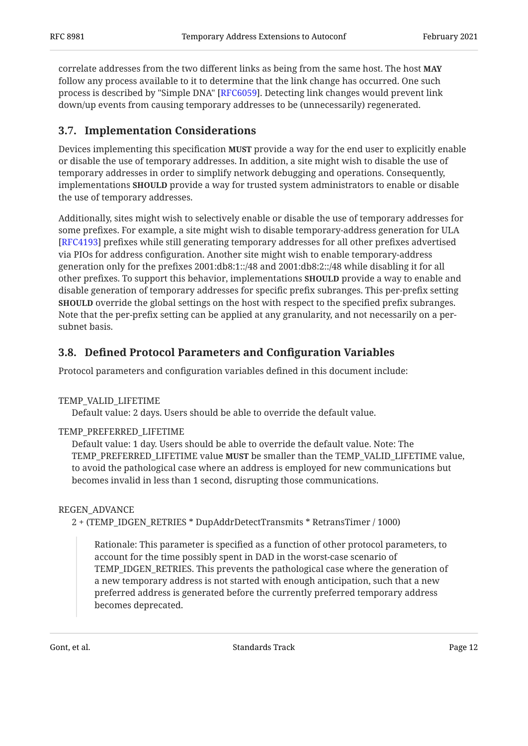correlate addresses from the two different links as being from the same host. The host **MAY** follow any process available to it to determine that the link change has occurred. One such process is described by "Simple DNA" [RFC6059]. Detecting link changes would prevent link down/up events from causing temporary addresses to be (unnecessarily) regenerated.

## 3.7. Implementation Considerations

Devices implementing this specification **MUST** provide a way for the end user to explicitly enable or disable the use of temporary addresses. In addition, a site might wish to disable the use of temporary addresses in order to simplify network debugging and operations. Consequently, implementations **SHOULD** provide a way for trusted system administrators to enable or disable the use of temporary addresses.

Additionally, sites might wish to selectively enable or disable the use of temporary addresses for some prefixes. For example, a site might wish to disable temporary-address generation for ULA [RFC4193] prefixes while still generating temporary addresses for all other prefixes advertised via PIOs for address configuration. Another site might wish to enable temporary-address generation only for the prefixes 2001:db8:1::/48 and 2001:db8:2::/48 while disabling it for all other prefixes. To support this behavior, implementations **SHOULD** provide a way to enable and disable generation of temporary addresses for specific prefix subranges. This per-prefix setting **SHOULD** override the global settings on the host with respect to the specified prefix subranges. Note that the per-prefix setting can be applied at any granularity, and not necessarily on a per-subnet basis.

## 3.8. Defined Protocol Parameters and Configuration Variables

Protocol parameters and configuration variables defined in this document include:

TEMP_VALID_LIFETIME
: Default value: 2 days. Users should be able to override the default value.

TEMP_PREFERRED_LIFETIME
: Default value: 1 day. Users should be able to override the default value. Note: The TEMP_PREFERRED_LIFETIME value **MUST** be smaller than the TEMP_VALID_LIFETIME value, to avoid the pathological case where an address is employed for new communications but becomes invalid in less than 1 second, disrupting those communications.

REGEN_ADVANCE
: 2 + (TEMP_IDGEN_RETRIES * DupAddrDetectTransmits * RetransTimer / 1000)

> Rationale: This parameter is specified as a function of other protocol parameters, to account for the time possibly spent in DAD in the worst-case scenario of TEMP_IDGEN_RETRIES. This prevents the pathological case where the generation of a new temporary address is not started with enough anticipation, such that a new preferred address is generated before the currently preferred temporary address becomes deprecated.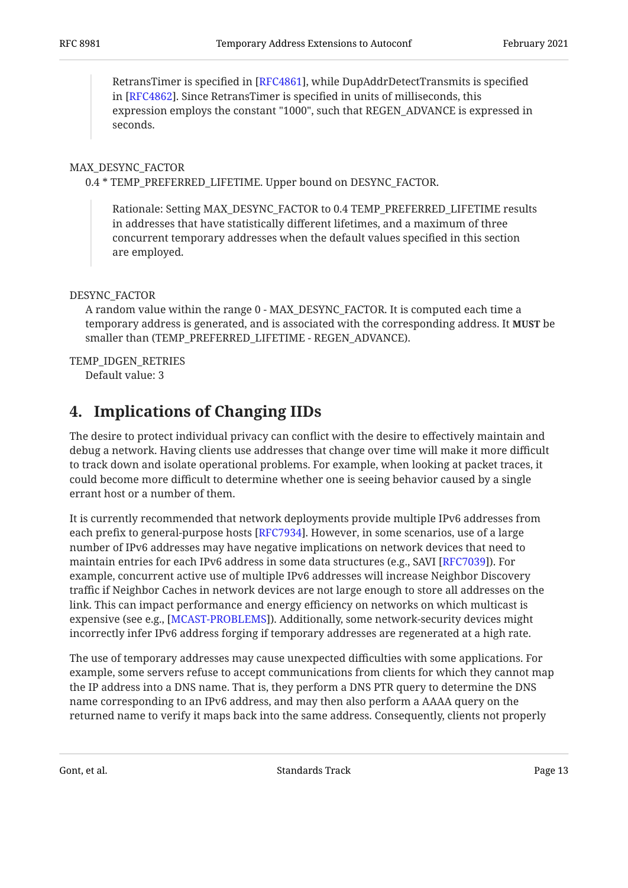> RetransTimer is specified in [RFC4861], while DupAddrDetectTransmits is specified in [RFC4862]. Since RetransTimer is specified in units of milliseconds, this expression employs the constant "1000", such that REGEN_ADVANCE is expressed in seconds.

MAX_DESYNC_FACTOR
: 0.4 * TEMP_PREFERRED_LIFETIME. Upper bound on DESYNC_FACTOR.

> Rationale: Setting MAX_DESYNC_FACTOR to 0.4 TEMP_PREFERRED_LIFETIME results in addresses that have statistically different lifetimes, and a maximum of three concurrent temporary addresses when the default values specified in this section are employed.

DESYNC_FACTOR
: A random value within the range 0 - MAX_DESYNC_FACTOR. It is computed each time a temporary address is generated, and is associated with the corresponding address. It **MUST** be smaller than (TEMP_PREFERRED_LIFETIME - REGEN_ADVANCE).

TEMP_IDGEN_RETRIES
: Default value: 3

## 4. Implications of Changing IIDs

The desire to protect individual privacy can conflict with the desire to effectively maintain and debug a network. Having clients use addresses that change over time will make it more difficult to track down and isolate operational problems. For example, when looking at packet traces, it could become more difficult to determine whether one is seeing behavior caused by a single errant host or a number of them.

It is currently recommended that network deployments provide multiple IPv6 addresses from each prefix to general-purpose hosts [RFC7934]. However, in some scenarios, use of a large number of IPv6 addresses may have negative implications on network devices that need to maintain entries for each IPv6 address in some data structures (e.g., SAVI [RFC7039]). For example, concurrent active use of multiple IPv6 addresses will increase Neighbor Discovery traffic if Neighbor Caches in network devices are not large enough to store all addresses on the link. This can impact performance and energy efficiency on networks on which multicast is expensive (see e.g., [MCAST-PROBLEMS]). Additionally, some network-security devices might incorrectly infer IPv6 address forging if temporary addresses are regenerated at a high rate.

The use of temporary addresses may cause unexpected difficulties with some applications. For example, some servers refuse to accept communications from clients for which they cannot map the IP address into a DNS name. That is, they perform a DNS PTR query to determine the DNS name corresponding to an IPv6 address, and may then also perform a AAAA query on the returned name to verify it maps back into the same address. Consequently, clients not properly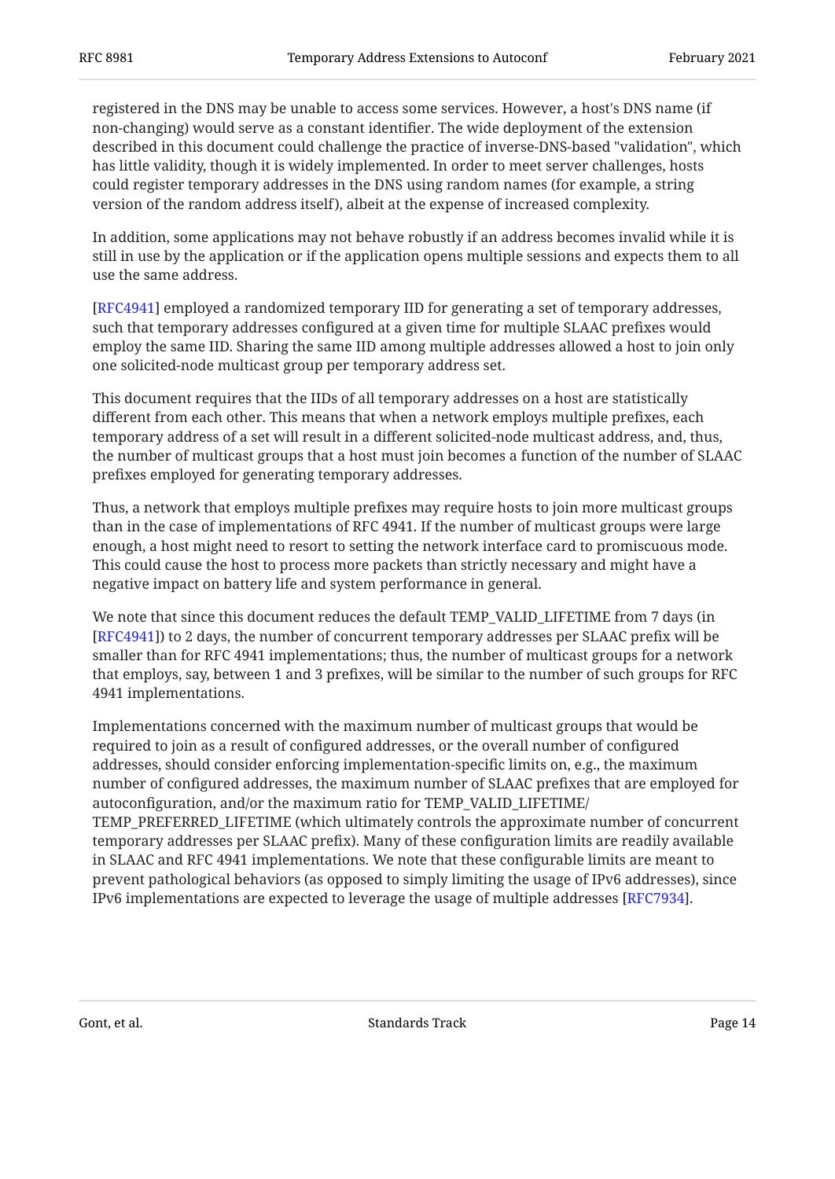registered in the DNS may be unable to access some services. However, a host's DNS name (if non-changing) would serve as a constant identifier. The wide deployment of the extension described in this document could challenge the practice of inverse-DNS-based "validation", which has little validity, though it is widely implemented. In order to meet server challenges, hosts could register temporary addresses in the DNS using random names (for example, a string version of the random address itself), albeit at the expense of increased complexity.

In addition, some applications may not behave robustly if an address becomes invalid while it is still in use by the application or if the application opens multiple sessions and expects them to all use the same address.

[RFC4941] employed a randomized temporary IID for generating a set of temporary addresses, such that temporary addresses configured at a given time for multiple SLAAC prefixes would employ the same IID. Sharing the same IID among multiple addresses allowed a host to join only one solicited-node multicast group per temporary address set.

This document requires that the IIDs of all temporary addresses on a host are statistically different from each other. This means that when a network employs multiple prefixes, each temporary address of a set will result in a different solicited-node multicast address, and, thus, the number of multicast groups that a host must join becomes a function of the number of SLAAC prefixes employed for generating temporary addresses.

Thus, a network that employs multiple prefixes may require hosts to join more multicast groups than in the case of implementations of RFC 4941. If the number of multicast groups were large enough, a host might need to resort to setting the network interface card to promiscuous mode. This could cause the host to process more packets than strictly necessary and might have a negative impact on battery life and system performance in general.

We note that since this document reduces the default TEMP_VALID_LIFETIME from 7 days (in [RFC4941]) to 2 days, the number of concurrent temporary addresses per SLAAC prefix will be smaller than for RFC 4941 implementations; thus, the number of multicast groups for a network that employs, say, between 1 and 3 prefixes, will be similar to the number of such groups for RFC 4941 implementations.

Implementations concerned with the maximum number of multicast groups that would be required to join as a result of configured addresses, or the overall number of configured addresses, should consider enforcing implementation-specific limits on, e.g., the maximum number of configured addresses, the maximum number of SLAAC prefixes that are employed for autoconfiguration, and/or the maximum ratio for TEMP_VALID_LIFETIME/TEMP_PREFERRED_LIFETIME (which ultimately controls the approximate number of concurrent temporary addresses per SLAAC prefix). Many of these configuration limits are readily available in SLAAC and RFC 4941 implementations. We note that these configurable limits are meant to prevent pathological behaviors (as opposed to simply limiting the usage of IPv6 addresses), since IPv6 implementations are expected to leverage the usage of multiple addresses [RFC7934].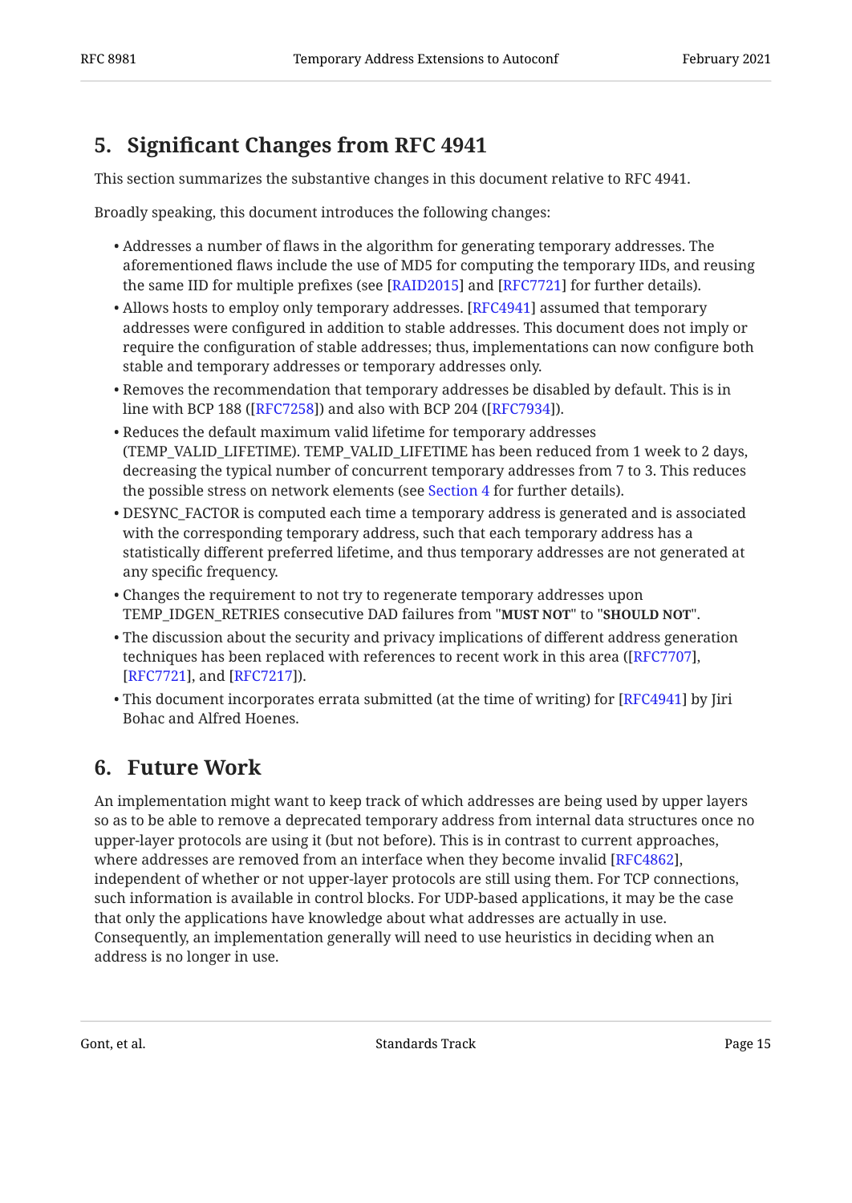## 5. Significant Changes from RFC 4941

This section summarizes the substantive changes in this document relative to RFC 4941.

Broadly speaking, this document introduces the following changes:

- Addresses a number of flaws in the algorithm for generating temporary addresses. The aforementioned flaws include the use of MD5 for computing the temporary IIDs, and reusing the same IID for multiple prefixes (see [RAID2015] and [RFC7721] for further details).
- Allows hosts to employ only temporary addresses. [RFC4941] assumed that temporary addresses were configured in addition to stable addresses. This document does not imply or require the configuration of stable addresses; thus, implementations can now configure both stable and temporary addresses or temporary addresses only.
- Removes the recommendation that temporary addresses be disabled by default. This is in line with BCP 188 ([RFC7258]) and also with BCP 204 ([RFC7934]).
- Reduces the default maximum valid lifetime for temporary addresses (TEMP_VALID_LIFETIME). TEMP_VALID_LIFETIME has been reduced from 1 week to 2 days, decreasing the typical number of concurrent temporary addresses from 7 to 3. This reduces the possible stress on network elements (see Section 4 for further details).
- DESYNC_FACTOR is computed each time a temporary address is generated and is associated with the corresponding temporary address, such that each temporary address has a statistically different preferred lifetime, and thus temporary addresses are not generated at any specific frequency.
- Changes the requirement to not try to regenerate temporary addresses upon TEMP_IDGEN_RETRIES consecutive DAD failures from "**MUST NOT**" to "**SHOULD NOT**".
- The discussion about the security and privacy implications of different address generation techniques has been replaced with references to recent work in this area ([RFC7707], [RFC7721], and [RFC7217]).
- This document incorporates errata submitted (at the time of writing) for [RFC4941] by Jiri Bohac and Alfred Hoenes.

## 6. Future Work

An implementation might want to keep track of which addresses are being used by upper layers so as to be able to remove a deprecated temporary address from internal data structures once no upper-layer protocols are using it (but not before). This is in contrast to current approaches, where addresses are removed from an interface when they become invalid [RFC4862], independent of whether or not upper-layer protocols are still using them. For TCP connections, such information is available in control blocks. For UDP-based applications, it may be the case that only the applications have knowledge about what addresses are actually in use. Consequently, an implementation generally will need to use heuristics in deciding when an address is no longer in use.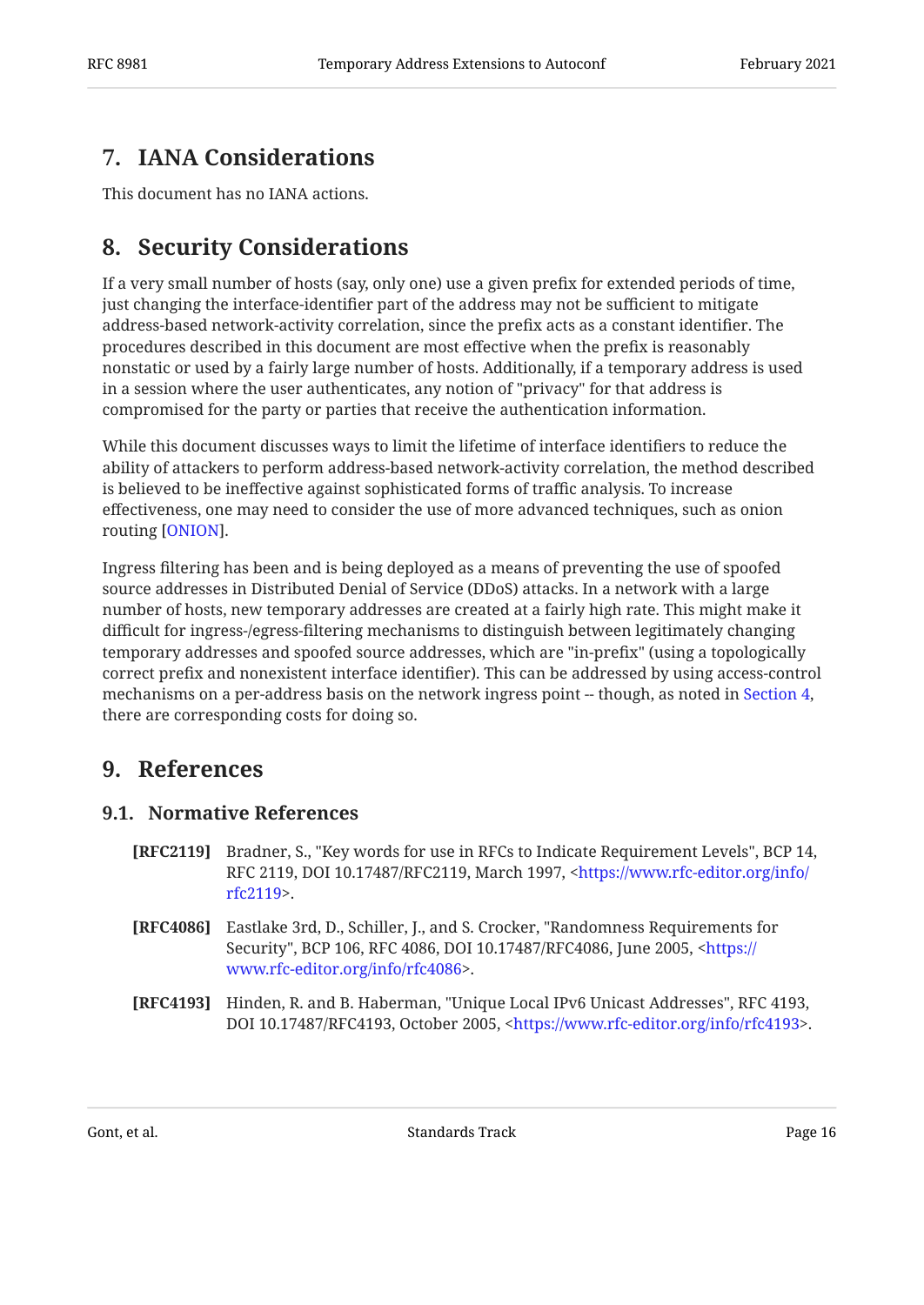## 7. IANA Considerations

This document has no IANA actions.

## 8. Security Considerations

If a very small number of hosts (say, only one) use a given prefix for extended periods of time, just changing the interface-identifier part of the address may not be sufficient to mitigate address-based network-activity correlation, since the prefix acts as a constant identifier. The procedures described in this document are most effective when the prefix is reasonably nonstatic or used by a fairly large number of hosts. Additionally, if a temporary address is used in a session where the user authenticates, any notion of "privacy" for that address is compromised for the party or parties that receive the authentication information.

While this document discusses ways to limit the lifetime of interface identifiers to reduce the ability of attackers to perform address-based network-activity correlation, the method described is believed to be ineffective against sophisticated forms of traffic analysis. To increase effectiveness, one may need to consider the use of more advanced techniques, such as onion routing [ONION].

Ingress filtering has been and is being deployed as a means of preventing the use of spoofed source addresses in Distributed Denial of Service (DDoS) attacks. In a network with a large number of hosts, new temporary addresses are created at a fairly high rate. This might make it difficult for ingress-/egress-filtering mechanisms to distinguish between legitimately changing temporary addresses and spoofed source addresses, which are "in-prefix" (using a topologically correct prefix and nonexistent interface identifier). This can be addressed by using access-control mechanisms on a per-address basis on the network ingress point -- though, as noted in Section 4, there are corresponding costs for doing so.

## 9. References

### 9.1. Normative References

**[RFC2119]** Bradner, S., "Key words for use in RFCs to Indicate Requirement Levels", BCP 14, RFC 2119, DOI 10.17487/RFC2119, March 1997, <https://www.rfc-editor.org/info/rfc2119>.

**[RFC4086]** Eastlake 3rd, D., Schiller, J., and S. Crocker, "Randomness Requirements for Security", BCP 106, RFC 4086, DOI 10.17487/RFC4086, June 2005, <https://www.rfc-editor.org/info/rfc4086>.

**[RFC4193]** Hinden, R. and B. Haberman, "Unique Local IPv6 Unicast Addresses", RFC 4193, DOI 10.17487/RFC4193, October 2005, <https://www.rfc-editor.org/info/rfc4193>.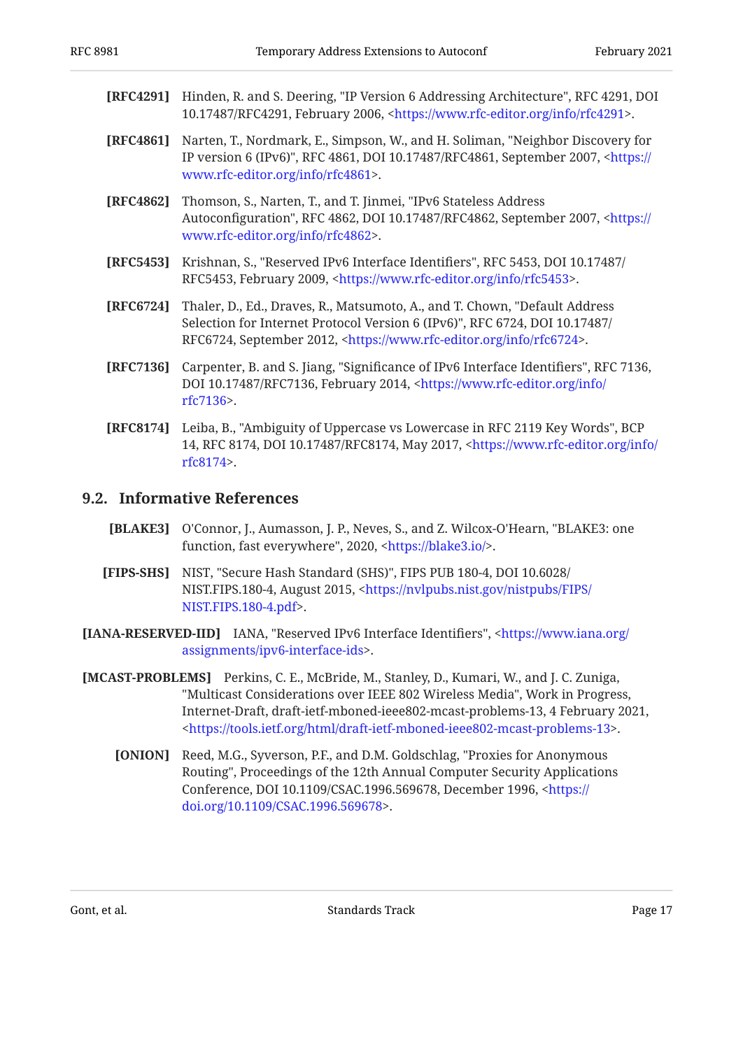**[RFC4291]** Hinden, R. and S. Deering, "IP Version 6 Addressing Architecture", RFC 4291, DOI 10.17487/RFC4291, February 2006, <https://www.rfc-editor.org/info/rfc4291>.

**[RFC4861]** Narten, T., Nordmark, E., Simpson, W., and H. Soliman, "Neighbor Discovery for IP version 6 (IPv6)", RFC 4861, DOI 10.17487/RFC4861, September 2007, <https://www.rfc-editor.org/info/rfc4861>.

**[RFC4862]** Thomson, S., Narten, T., and T. Jinmei, "IPv6 Stateless Address Autoconfiguration", RFC 4862, DOI 10.17487/RFC4862, September 2007, <https://www.rfc-editor.org/info/rfc4862>.

**[RFC5453]** Krishnan, S., "Reserved IPv6 Interface Identifiers", RFC 5453, DOI 10.17487/RFC5453, February 2009, <https://www.rfc-editor.org/info/rfc5453>.

**[RFC6724]** Thaler, D., Ed., Draves, R., Matsumoto, A., and T. Chown, "Default Address Selection for Internet Protocol Version 6 (IPv6)", RFC 6724, DOI 10.17487/RFC6724, September 2012, <https://www.rfc-editor.org/info/rfc6724>.

**[RFC7136]** Carpenter, B. and S. Jiang, "Significance of IPv6 Interface Identifiers", RFC 7136, DOI 10.17487/RFC7136, February 2014, <https://www.rfc-editor.org/info/rfc7136>.

**[RFC8174]** Leiba, B., "Ambiguity of Uppercase vs Lowercase in RFC 2119 Key Words", BCP 14, RFC 8174, DOI 10.17487/RFC8174, May 2017, <https://www.rfc-editor.org/info/rfc8174>.

## 9.2. Informative References

**[BLAKE3]** O'Connor, J., Aumasson, J. P., Neves, S., and Z. Wilcox-O'Hearn, "BLAKE3: one function, fast everywhere", 2020, <https://blake3.io/>.

**[FIPS-SHS]** NIST, "Secure Hash Standard (SHS)", FIPS PUB 180-4, DOI 10.6028/NIST.FIPS.180-4, August 2015, <https://nvlpubs.nist.gov/nistpubs/FIPS/NIST.FIPS.180-4.pdf>.

**[IANA-RESERVED-IID]** IANA, "Reserved IPv6 Interface Identifiers", <https://www.iana.org/assignments/ipv6-interface-ids>.

**[MCAST-PROBLEMS]** Perkins, C. E., McBride, M., Stanley, D., Kumari, W., and J. C. Zuniga, "Multicast Considerations over IEEE 802 Wireless Media", Work in Progress, Internet-Draft, draft-ietf-mboned-ieee802-mcast-problems-13, 4 February 2021, <https://tools.ietf.org/html/draft-ietf-mboned-ieee802-mcast-problems-13>.

**[ONION]** Reed, M.G., Syverson, P.F., and D.M. Goldschlag, "Proxies for Anonymous Routing", Proceedings of the 12th Annual Computer Security Applications Conference, DOI 10.1109/CSAC.1996.569678, December 1996, <https://doi.org/10.1109/CSAC.1996.569678>.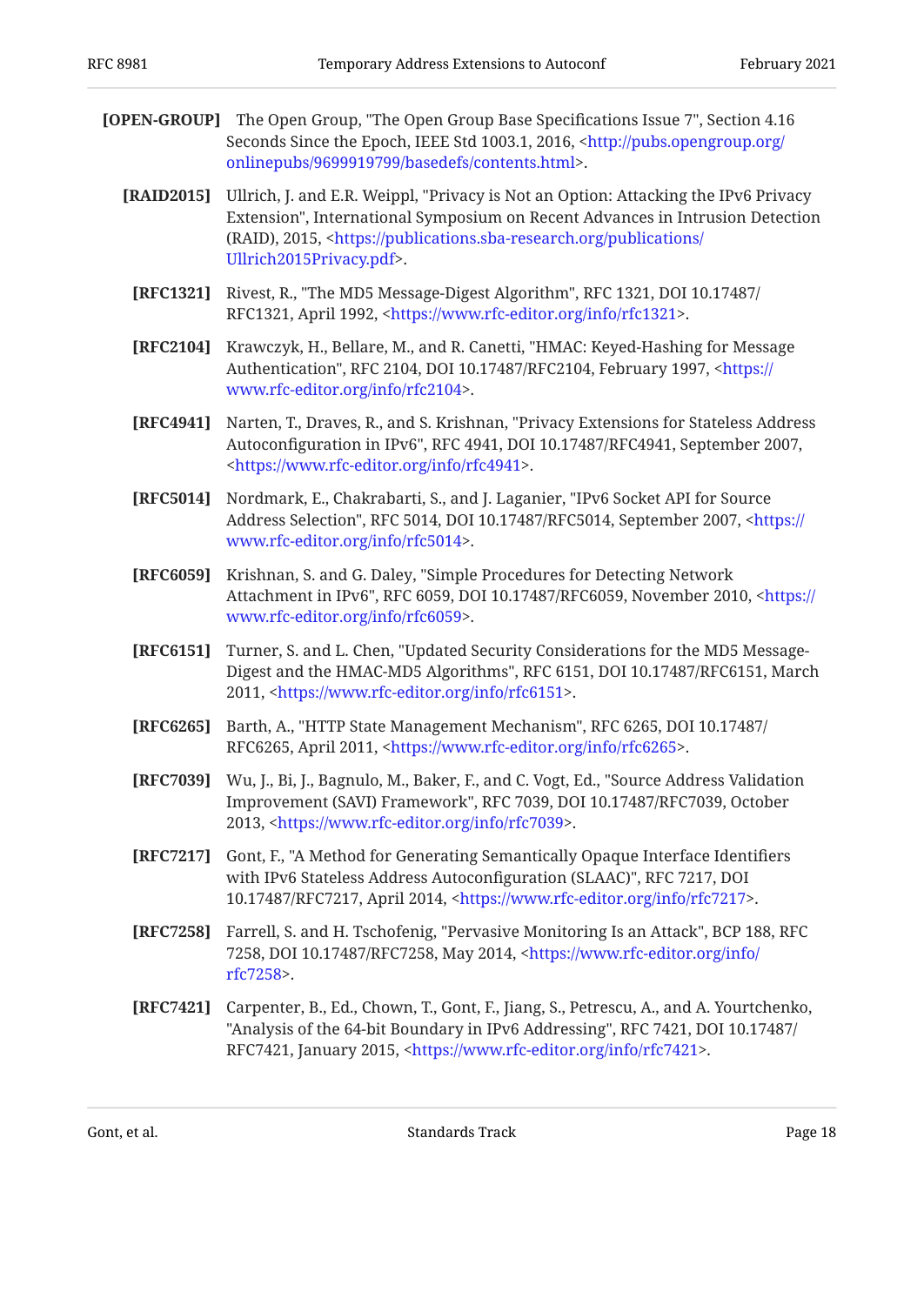**[OPEN-GROUP]** The Open Group, "The Open Group Base Specifications Issue 7", Section 4.16 Seconds Since the Epoch, IEEE Std 1003.1, 2016, <http://pubs.opengroup.org/onlinepubs/9699919799/basedefs/contents.html>.

**[RAID2015]** Ullrich, J. and E.R. Weippl, "Privacy is Not an Option: Attacking the IPv6 Privacy Extension", International Symposium on Recent Advances in Intrusion Detection (RAID), 2015, <https://publications.sba-research.org/publications/Ullrich2015Privacy.pdf>.

**[RFC1321]** Rivest, R., "The MD5 Message-Digest Algorithm", RFC 1321, DOI 10.17487/RFC1321, April 1992, <https://www.rfc-editor.org/info/rfc1321>.

**[RFC2104]** Krawczyk, H., Bellare, M., and R. Canetti, "HMAC: Keyed-Hashing for Message Authentication", RFC 2104, DOI 10.17487/RFC2104, February 1997, <https://www.rfc-editor.org/info/rfc2104>.

**[RFC4941]** Narten, T., Draves, R., and S. Krishnan, "Privacy Extensions for Stateless Address Autoconfiguration in IPv6", RFC 4941, DOI 10.17487/RFC4941, September 2007, <https://www.rfc-editor.org/info/rfc4941>.

**[RFC5014]** Nordmark, E., Chakrabarti, S., and J. Laganier, "IPv6 Socket API for Source Address Selection", RFC 5014, DOI 10.17487/RFC5014, September 2007, <https://www.rfc-editor.org/info/rfc5014>.

**[RFC6059]** Krishnan, S. and G. Daley, "Simple Procedures for Detecting Network Attachment in IPv6", RFC 6059, DOI 10.17487/RFC6059, November 2010, <https://www.rfc-editor.org/info/rfc6059>.

**[RFC6151]** Turner, S. and L. Chen, "Updated Security Considerations for the MD5 Message-Digest and the HMAC-MD5 Algorithms", RFC 6151, DOI 10.17487/RFC6151, March 2011, <https://www.rfc-editor.org/info/rfc6151>.

**[RFC6265]** Barth, A., "HTTP State Management Mechanism", RFC 6265, DOI 10.17487/RFC6265, April 2011, <https://www.rfc-editor.org/info/rfc6265>.

**[RFC7039]** Wu, J., Bi, J., Bagnulo, M., Baker, F., and C. Vogt, Ed., "Source Address Validation Improvement (SAVI) Framework", RFC 7039, DOI 10.17487/RFC7039, October 2013, <https://www.rfc-editor.org/info/rfc7039>.

**[RFC7217]** Gont, F., "A Method for Generating Semantically Opaque Interface Identifiers with IPv6 Stateless Address Autoconfiguration (SLAAC)", RFC 7217, DOI 10.17487/RFC7217, April 2014, <https://www.rfc-editor.org/info/rfc7217>.

**[RFC7258]** Farrell, S. and H. Tschofenig, "Pervasive Monitoring Is an Attack", BCP 188, RFC 7258, DOI 10.17487/RFC7258, May 2014, <https://www.rfc-editor.org/info/rfc7258>.

**[RFC7421]** Carpenter, B., Ed., Chown, T., Gont, F., Jiang, S., Petrescu, A., and A. Yourtchenko, "Analysis of the 64-bit Boundary in IPv6 Addressing", RFC 7421, DOI 10.17487/RFC7421, January 2015, <https://www.rfc-editor.org/info/rfc7421>.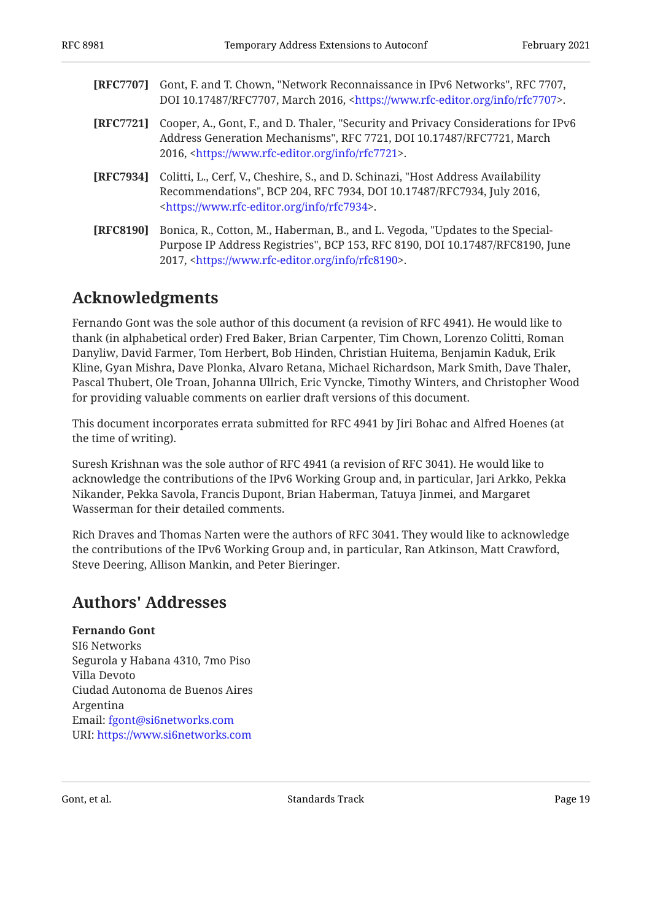**[RFC7707]** Gont, F. and T. Chown, "Network Reconnaissance in IPv6 Networks", RFC 7707, DOI 10.17487/RFC7707, March 2016, <https://www.rfc-editor.org/info/rfc7707>.

**[RFC7721]** Cooper, A., Gont, F., and D. Thaler, "Security and Privacy Considerations for IPv6 Address Generation Mechanisms", RFC 7721, DOI 10.17487/RFC7721, March 2016, <https://www.rfc-editor.org/info/rfc7721>.

**[RFC7934]** Colitti, L., Cerf, V., Cheshire, S., and D. Schinazi, "Host Address Availability Recommendations", BCP 204, RFC 7934, DOI 10.17487/RFC7934, July 2016, <https://www.rfc-editor.org/info/rfc7934>.

**[RFC8190]** Bonica, R., Cotton, M., Haberman, B., and L. Vegoda, "Updates to the Special-Purpose IP Address Registries", BCP 153, RFC 8190, DOI 10.17487/RFC8190, June 2017, <https://www.rfc-editor.org/info/rfc8190>.

## Acknowledgments

Fernando Gont was the sole author of this document (a revision of RFC 4941). He would like to thank (in alphabetical order) Fred Baker, Brian Carpenter, Tim Chown, Lorenzo Colitti, Roman Danyliw, David Farmer, Tom Herbert, Bob Hinden, Christian Huitema, Benjamin Kaduk, Erik Kline, Gyan Mishra, Dave Plonka, Alvaro Retana, Michael Richardson, Mark Smith, Dave Thaler, Pascal Thubert, Ole Troan, Johanna Ullrich, Eric Vyncke, Timothy Winters, and Christopher Wood for providing valuable comments on earlier draft versions of this document.

This document incorporates errata submitted for RFC 4941 by Jiri Bohac and Alfred Hoenes (at the time of writing).

Suresh Krishnan was the sole author of RFC 4941 (a revision of RFC 3041). He would like to acknowledge the contributions of the IPv6 Working Group and, in particular, Jari Arkko, Pekka Nikander, Pekka Savola, Francis Dupont, Brian Haberman, Tatuya Jinmei, and Margaret Wasserman for their detailed comments.

Rich Draves and Thomas Narten were the authors of RFC 3041. They would like to acknowledge the contributions of the IPv6 Working Group and, in particular, Ran Atkinson, Matt Crawford, Steve Deering, Allison Mankin, and Peter Bieringer.

## Authors' Addresses

**Fernando Gont**
SI6 Networks
Segurola y Habana 4310, 7mo Piso
Villa Devoto
Ciudad Autonoma de Buenos Aires
Argentina
Email: fgont@si6networks.com
URI: https://www.si6networks.com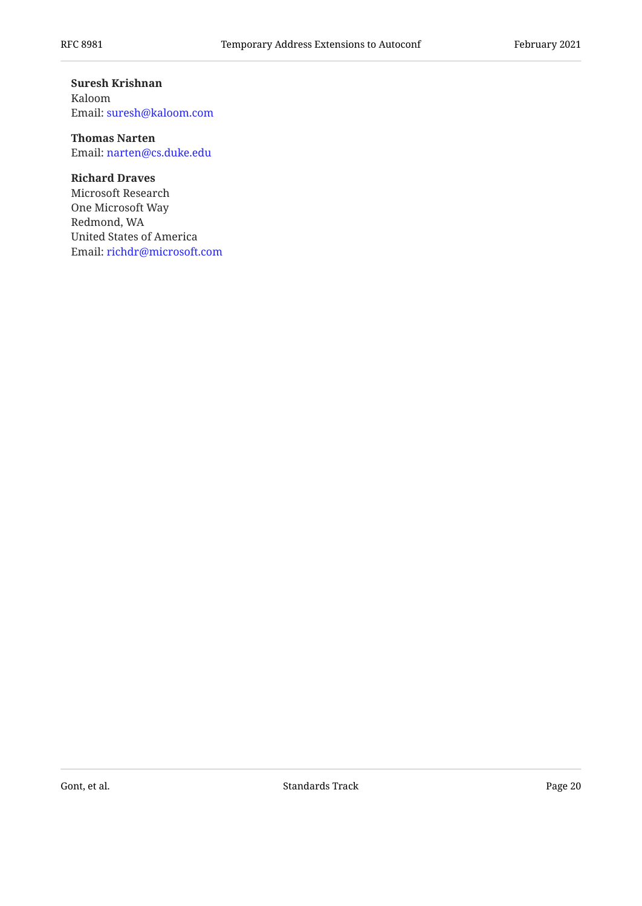**Suresh Krishnan**
Kaloom
Email: suresh@kaloom.com

**Thomas Narten**
Email: narten@cs.duke.edu

**Richard Draves**
Microsoft Research
One Microsoft Way
Redmond, WA
United States of America
Email: richdr@microsoft.com